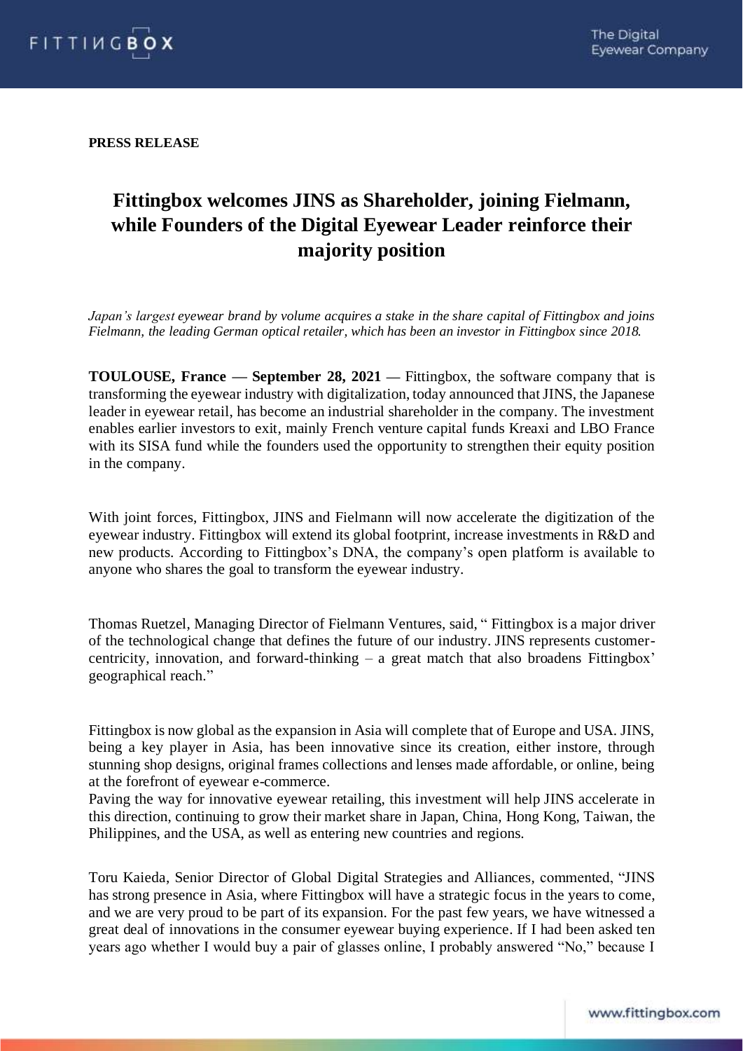**PRESS RELEASE**

# Fittingbox welcomes JINS as Shareholder, joining Fielmann, while Founders of the Digital Eyewear Leader reinforce their majority position

*Japan's largest eyewear brand by volume acquires a stake in the share capital of Fittingbox and joins Fielmann, the leading German optical retailer, which has been an investor in Fittingbox since 2018.*

**TOULOUSE, France — September 28, 2021 —** Fittingbox, the software company that is transforming the eyewear industry with digitalization, today announced that JINS, the Japanese leader in eyewear retail, has become an industrial shareholder in the company. The investment enables earlier investors to exit, mainly French venture capital funds Kreaxi and LBO France with its SISA fund while the founders used the opportunity to strengthen their equity position in the company.

With joint forces, Fittingbox, JINS and Fielmann will now accelerate the digitization of the eyewear industry. Fittingbox will extend its global footprint, increase investments in R&D and new products. According to Fittingbox's DNA, the company's open platform is available to anyone who shares the goal to transform the eyewear industry.

Thomas Ruetzel, Managing Director of Fielmann Ventures, said, " Fittingbox is a major driver of the technological change that defines the future of our industry. JINS represents customer-centricity, innovation, and forward-thinking – a great match that also broadens Fittingbox' geographical reach."

Fittingbox is now global as the expansion in Asia will complete that of Europe and USA. JINS, being a key player in Asia, has been innovative since its creation, either instore, through stunning shop designs, original frames collections and lenses made affordable, or online, being at the forefront of eyewear e-commerce.

Paving the way for innovative eyewear retailing, this investment will help JINS accelerate in this direction, continuing to grow their market share in Japan, China, Hong Kong, Taiwan, the Philippines, and the USA, as well as entering new countries and regions.

Toru Kaieda, Senior Director of Global Digital Strategies and Alliances, commented, "JINS has strong presence in Asia, where Fittingbox will have a strategic focus in the years to come, and we are very proud to be part of its expansion. For the past few years, we have witnessed a great deal of innovations in the consumer eyewear buying experience. If I had been asked ten years ago whether I would buy a pair of glasses online, I probably answered "No," because I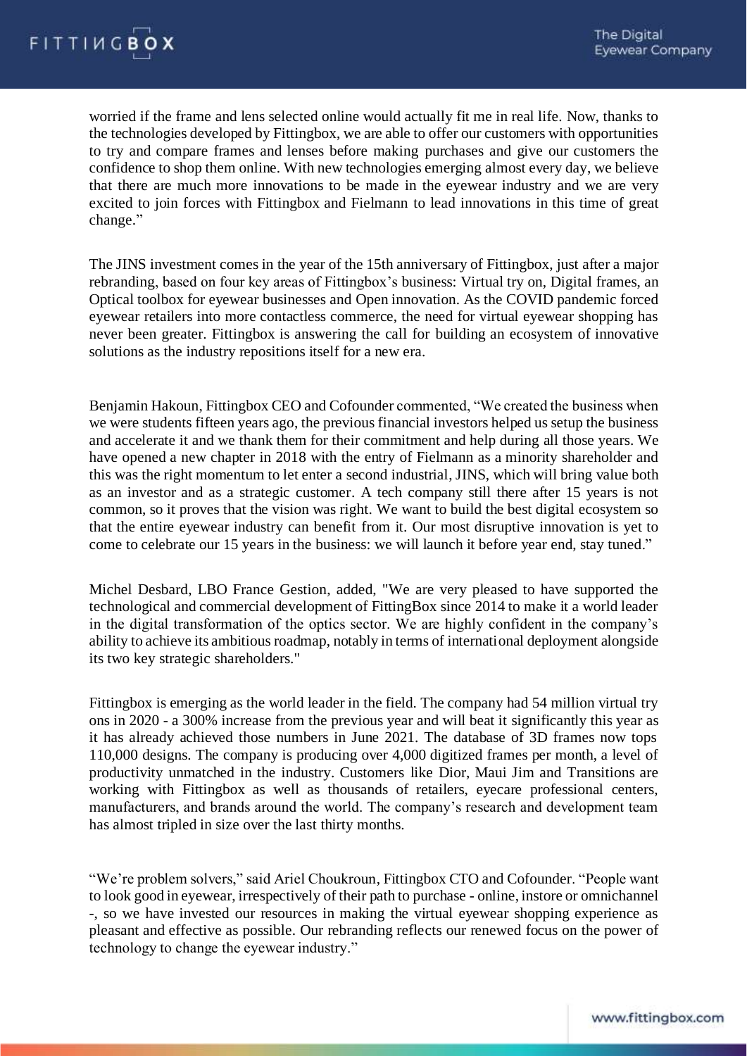worried if the frame and lens selected online would actually fit me in real life. Now, thanks to the technologies developed by Fittingbox, we are able to offer our customers with opportunities to try and compare frames and lenses before making purchases and give our customers the confidence to shop them online. With new technologies emerging almost every day, we believe that there are much more innovations to be made in the eyewear industry and we are very excited to join forces with Fittingbox and Fielmann to lead innovations in this time of great change."

The JINS investment comes in the year of the 15th anniversary of Fittingbox, just after a major rebranding, based on four key areas of Fittingbox's business: Virtual try on, Digital frames, an Optical toolbox for eyewear businesses and Open innovation. As the COVID pandemic forced eyewear retailers into more contactless commerce, the need for virtual eyewear shopping has never been greater. Fittingbox is answering the call for building an ecosystem of innovative solutions as the industry repositions itself for a new era.

Benjamin Hakoun, Fittingbox CEO and Cofounder commented, "We created the business when we were students fifteen years ago, the previous financial investors helped us setup the business and accelerate it and we thank them for their commitment and help during all those years. We have opened a new chapter in 2018 with the entry of Fielmann as a minority shareholder and this was the right momentum to let enter a second industrial, JINS, which will bring value both as an investor and as a strategic customer. A tech company still there after 15 years is not common, so it proves that the vision was right. We want to build the best digital ecosystem so that the entire eyewear industry can benefit from it. Our most disruptive innovation is yet to come to celebrate our 15 years in the business: we will launch it before year end, stay tuned."

Michel Desbard, LBO France Gestion, added, "We are very pleased to have supported the technological and commercial development of FittingBox since 2014 to make it a world leader in the digital transformation of the optics sector. We are highly confident in the company's ability to achieve its ambitious roadmap, notably in terms of international deployment alongside its two key strategic shareholders."

Fittingbox is emerging as the world leader in the field. The company had 54 million virtual try ons in 2020 - a 300% increase from the previous year and will beat it significantly this year as it has already achieved those numbers in June 2021. The database of 3D frames now tops 110,000 designs. The company is producing over 4,000 digitized frames per month, a level of productivity unmatched in the industry. Customers like Dior, Maui Jim and Transitions are working with Fittingbox as well as thousands of retailers, eyecare professional centers, manufacturers, and brands around the world. The company's research and development team has almost tripled in size over the last thirty months.

"We're problem solvers," said Ariel Choukroun, Fittingbox CTO and Cofounder. "People want to look good in eyewear, irrespectively of their path to purchase - online, instore or omnichannel -, so we have invested our resources in making the virtual eyewear shopping experience as pleasant and effective as possible. Our rebranding reflects our renewed focus on the power of technology to change the eyewear industry."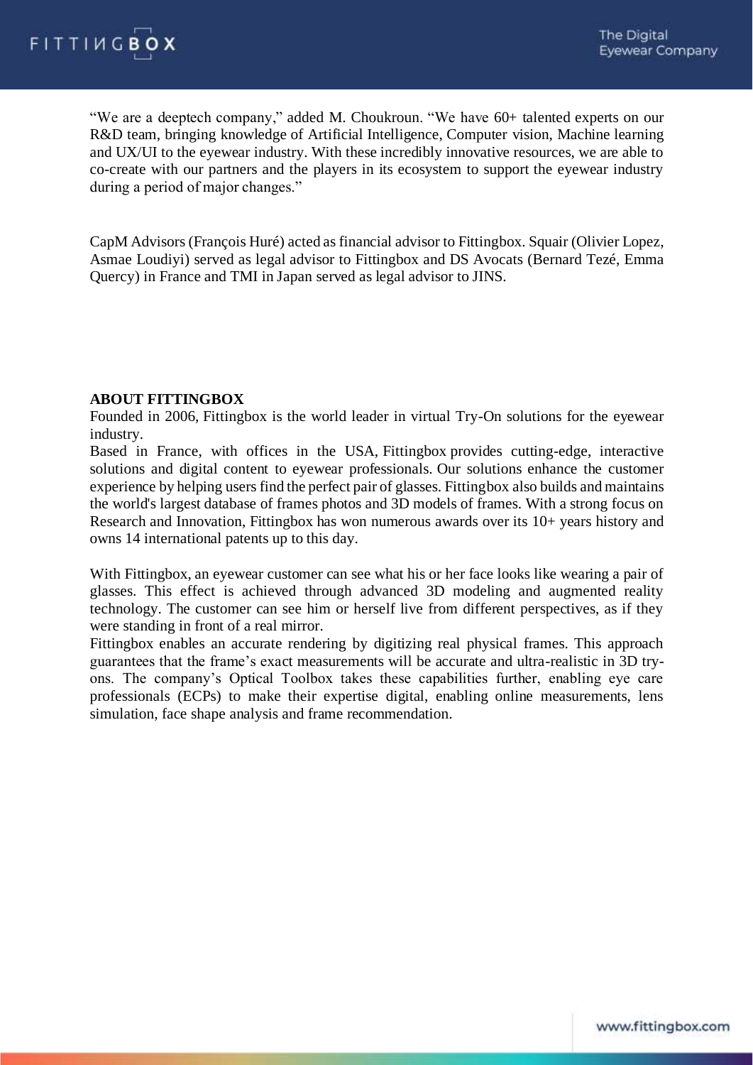"We are a deeptech company," added M. Choukroun. "We have 60+ talented experts on our R&D team, bringing knowledge of Artificial Intelligence, Computer vision, Machine learning and UX/UI to the eyewear industry. With these incredibly innovative resources, we are able to co-create with our partners and the players in its ecosystem to support the eyewear industry during a period of major changes."

CapM Advisors (François Huré) acted as financial advisor to Fittingbox. Squair (Olivier Lopez, Asmae Loudiyi) served as legal advisor to Fittingbox and DS Avocats (Bernard Tezé, Emma Quercy) in France and TMI in Japan served as legal advisor to JINS.

**ABOUT FITTINGBOX**

Founded in 2006, Fittingbox is the world leader in virtual Try-On solutions for the eyewear industry.

Based in France, with offices in the USA, Fittingbox provides cutting-edge, interactive solutions and digital content to eyewear professionals. Our solutions enhance the customer experience by helping users find the perfect pair of glasses. Fittingbox also builds and maintains the world's largest database of frames photos and 3D models of frames. With a strong focus on Research and Innovation, Fittingbox has won numerous awards over its 10+ years history and owns 14 international patents up to this day.

With Fittingbox, an eyewear customer can see what his or her face looks like wearing a pair of glasses. This effect is achieved through advanced 3D modeling and augmented reality technology. The customer can see him or herself live from different perspectives, as if they were standing in front of a real mirror.

Fittingbox enables an accurate rendering by digitizing real physical frames. This approach guarantees that the frame's exact measurements will be accurate and ultra-realistic in 3D try-ons. The company's Optical Toolbox takes these capabilities further, enabling eye care professionals (ECPs) to make their expertise digital, enabling online measurements, lens simulation, face shape analysis and frame recommendation.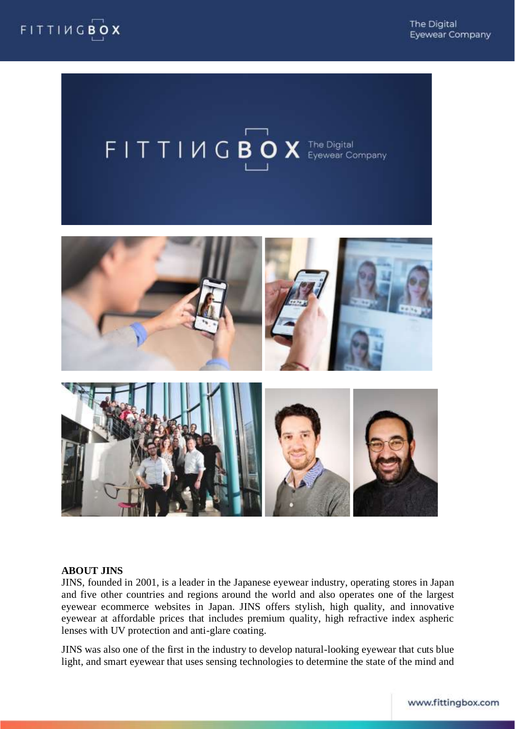## ABOUT JINS

JINS, founded in 2001, is a leader in the Japanese eyewear industry, operating stores in Japan and five other countries and regions around the world and also operates one of the largest eyewear ecommerce websites in Japan. JINS offers stylish, high quality, and innovative eyewear at affordable prices that includes premium quality, high refractive index aspheric lenses with UV protection and anti-glare coating.

JINS was also one of the first in the industry to develop natural-looking eyewear that cuts blue light, and smart eyewear that uses sensing technologies to determine the state of the mind and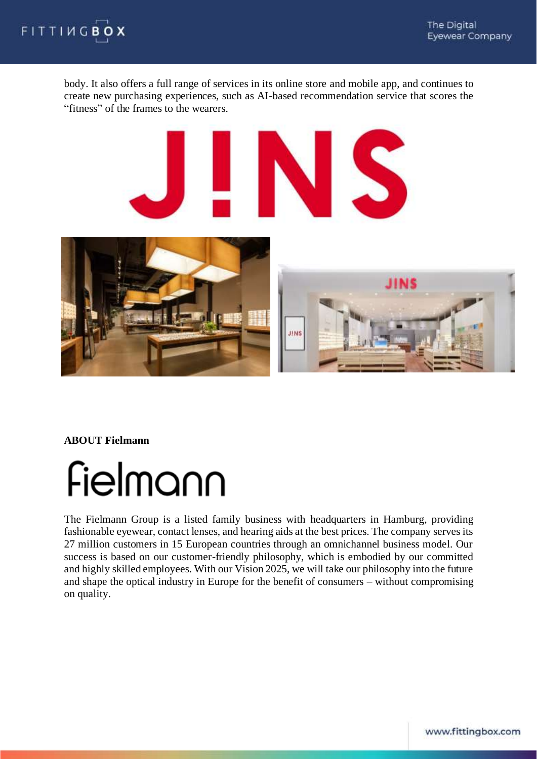body. It also offers a full range of services in its online store and mobile app, and continues to create new purchasing experiences, such as AI-based recommendation service that scores the "fitness" of the frames to the wearers.

**ABOUT Fielmann**

The Fielmann Group is a listed family business with headquarters in Hamburg, providing fashionable eyewear, contact lenses, and hearing aids at the best prices. The company serves its 27 million customers in 15 European countries through an omnichannel business model. Our success is based on our customer-friendly philosophy, which is embodied by our committed and highly skilled employees. With our Vision 2025, we will take our philosophy into the future and shape the optical industry in Europe for the benefit of consumers – without compromising on quality.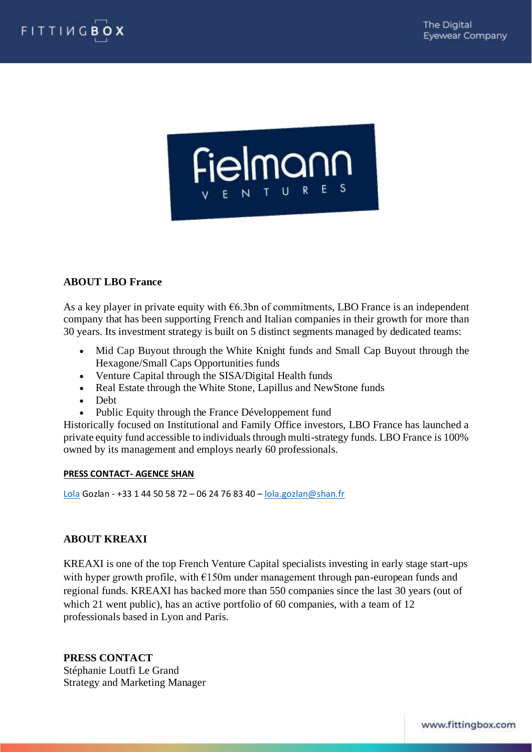**ABOUT LBO France**

As a key player in private equity with €6.3bn of commitments, LBO France is an independent company that has been supporting French and Italian companies in their growth for more than 30 years. Its investment strategy is built on 5 distinct segments managed by dedicated teams:

- Mid Cap Buyout through the White Knight funds and Small Cap Buyout through the Hexagone/Small Caps Opportunities funds
- Venture Capital through the SISA/Digital Health funds
- Real Estate through the White Stone, Lapillus and NewStone funds
- Debt
- Public Equity through the France Développement fund

Historically focused on Institutional and Family Office investors, LBO France has launched a private equity fund accessible to individuals through multi-strategy funds. LBO France is 100% owned by its management and employs nearly 60 professionals.

**PRESS CONTACT- AGENCE SHAN**

Lola Gozlan - +33 1 44 50 58 72 – 06 24 76 83 40 – lola.gozlan@shan.fr

**ABOUT KREAXI**

KREAXI is one of the top French Venture Capital specialists investing in early stage start-ups with hyper growth profile, with €150m under management through pan-european funds and regional funds. KREAXI has backed more than 550 companies since the last 30 years (out of which 21 went public), has an active portfolio of 60 companies, with a team of 12 professionals based in Lyon and Paris.

**PRESS CONTACT**
Stéphanie Loutfi Le Grand
Strategy and Marketing Manager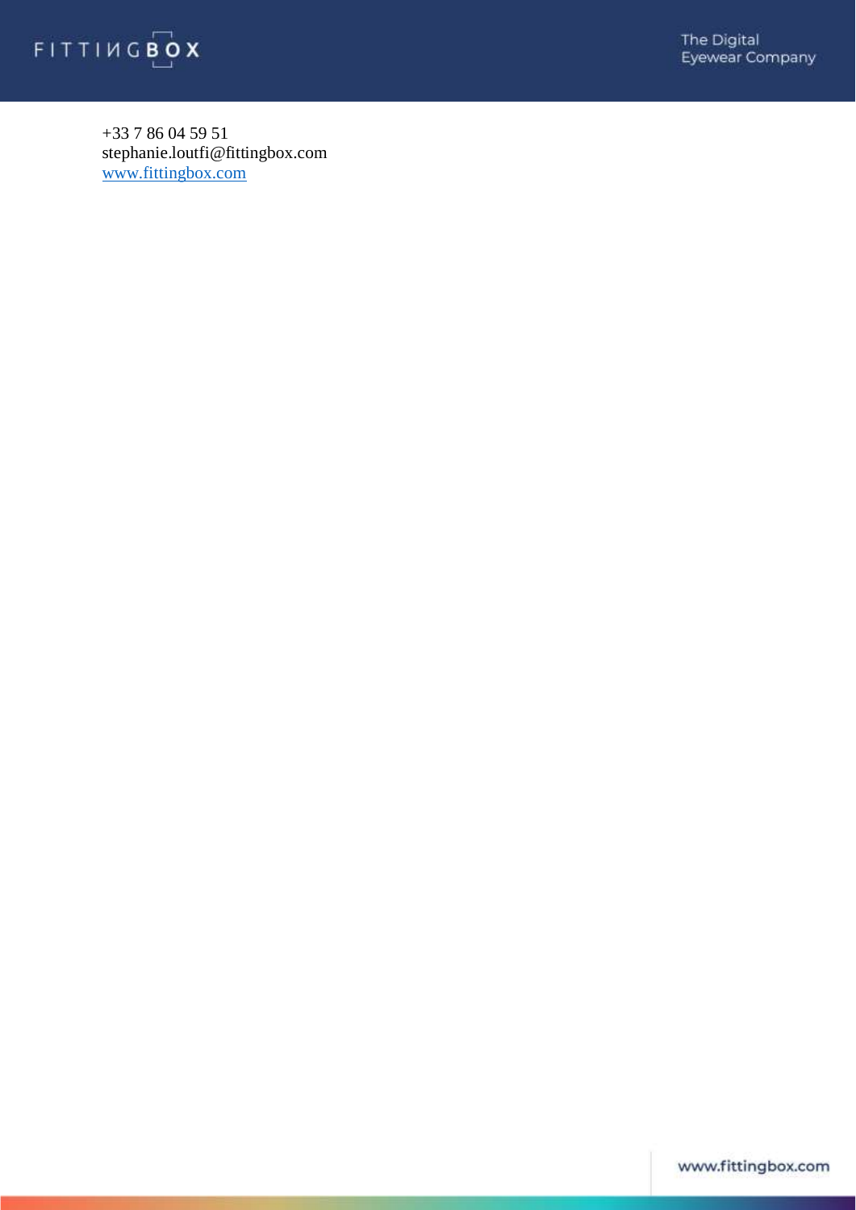+33 7 86 04 59 51
stephanie.loutfi@fittingbox.com
www.fittingbox.com